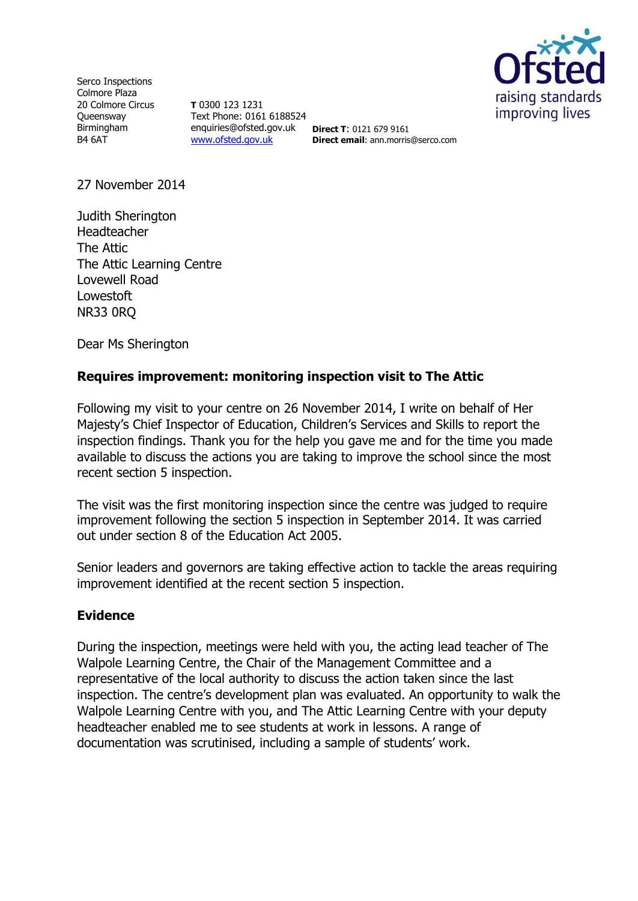Serco Inspections
Colmore Plaza
20 Colmore Circus
Queensway
Birmingham
B4 6AT

**T** 0300 123 1231
Text Phone: 0161 6188524
enquiries@ofsted.gov.uk
www.ofsted.gov.uk

**Direct T**: 0121 679 9161
**Direct email**: ann.morris@serco.com

Ofsted
raising standards
improving lives

27 November 2014

Judith Sherington
Headteacher
The Attic
The Attic Learning Centre
Lovewell Road
Lowestoft
NR33 0RQ

Dear Ms Sherington

**Requires improvement: monitoring inspection visit to The Attic**

Following my visit to your centre on 26 November 2014, I write on behalf of Her Majesty's Chief Inspector of Education, Children's Services and Skills to report the inspection findings. Thank you for the help you gave me and for the time you made available to discuss the actions you are taking to improve the school since the most recent section 5 inspection.

The visit was the first monitoring inspection since the centre was judged to require improvement following the section 5 inspection in September 2014. It was carried out under section 8 of the Education Act 2005.

Senior leaders and governors are taking effective action to tackle the areas requiring improvement identified at the recent section 5 inspection.

## Evidence

During the inspection, meetings were held with you, the acting lead teacher of The Walpole Learning Centre, the Chair of the Management Committee and a representative of the local authority to discuss the action taken since the last inspection. The centre's development plan was evaluated. An opportunity to walk the Walpole Learning Centre with you, and The Attic Learning Centre with your deputy headteacher enabled me to see students at work in lessons. A range of documentation was scrutinised, including a sample of students' work.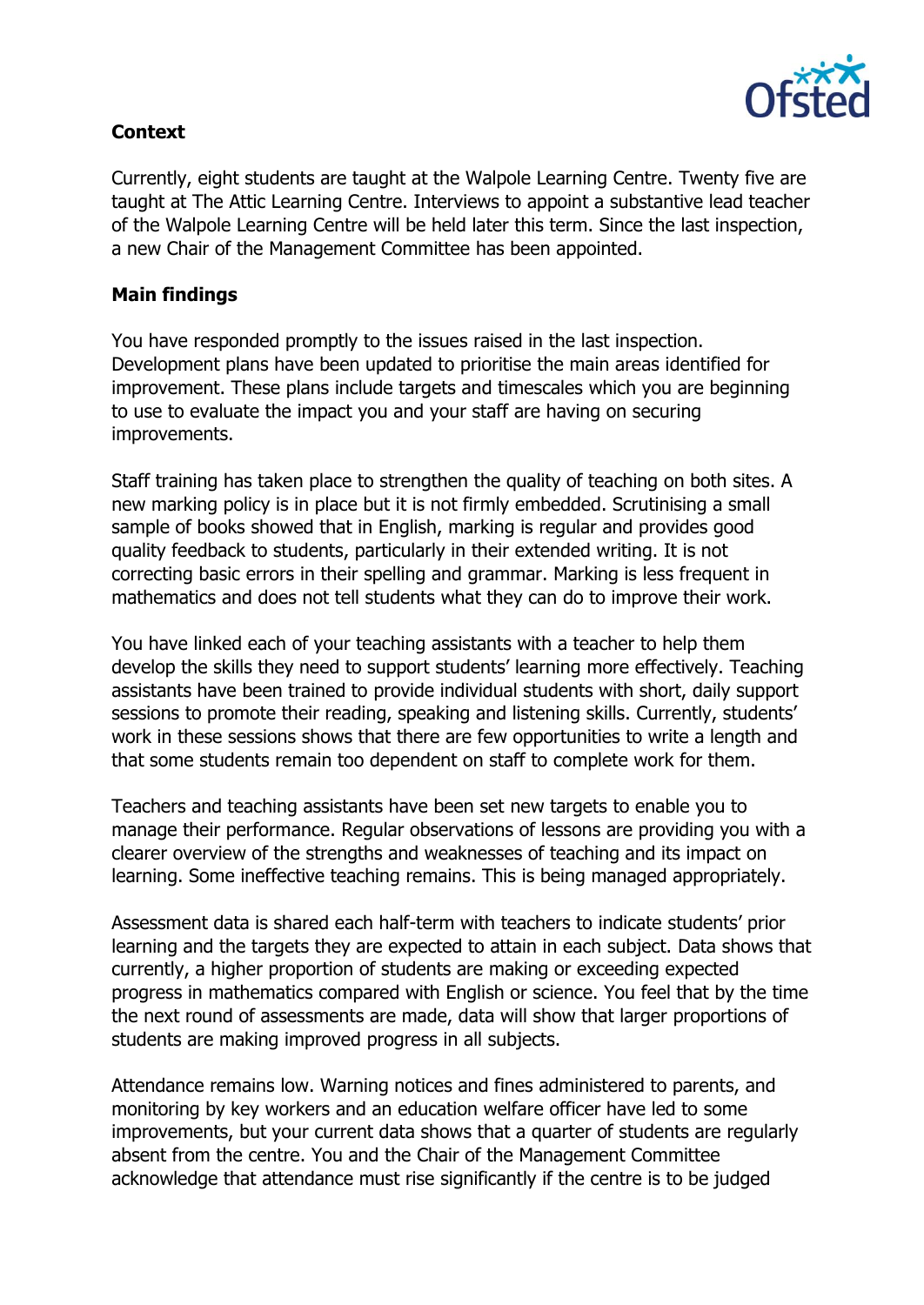**Context**

Currently, eight students are taught at the Walpole Learning Centre. Twenty five are taught at The Attic Learning Centre. Interviews to appoint a substantive lead teacher of the Walpole Learning Centre will be held later this term. Since the last inspection, a new Chair of the Management Committee has been appointed.

**Main findings**

You have responded promptly to the issues raised in the last inspection. Development plans have been updated to prioritise the main areas identified for improvement. These plans include targets and timescales which you are beginning to use to evaluate the impact you and your staff are having on securing improvements.

Staff training has taken place to strengthen the quality of teaching on both sites. A new marking policy is in place but it is not firmly embedded. Scrutinising a small sample of books showed that in English, marking is regular and provides good quality feedback to students, particularly in their extended writing. It is not correcting basic errors in their spelling and grammar. Marking is less frequent in mathematics and does not tell students what they can do to improve their work.

You have linked each of your teaching assistants with a teacher to help them develop the skills they need to support students' learning more effectively. Teaching assistants have been trained to provide individual students with short, daily support sessions to promote their reading, speaking and listening skills. Currently, students' work in these sessions shows that there are few opportunities to write a length and that some students remain too dependent on staff to complete work for them.

Teachers and teaching assistants have been set new targets to enable you to manage their performance. Regular observations of lessons are providing you with a clearer overview of the strengths and weaknesses of teaching and its impact on learning. Some ineffective teaching remains. This is being managed appropriately.

Assessment data is shared each half-term with teachers to indicate students' prior learning and the targets they are expected to attain in each subject. Data shows that currently, a higher proportion of students are making or exceeding expected progress in mathematics compared with English or science. You feel that by the time the next round of assessments are made, data will show that larger proportions of students are making improved progress in all subjects.

Attendance remains low. Warning notices and fines administered to parents, and monitoring by key workers and an education welfare officer have led to some improvements, but your current data shows that a quarter of students are regularly absent from the centre. You and the Chair of the Management Committee acknowledge that attendance must rise significantly if the centre is to be judged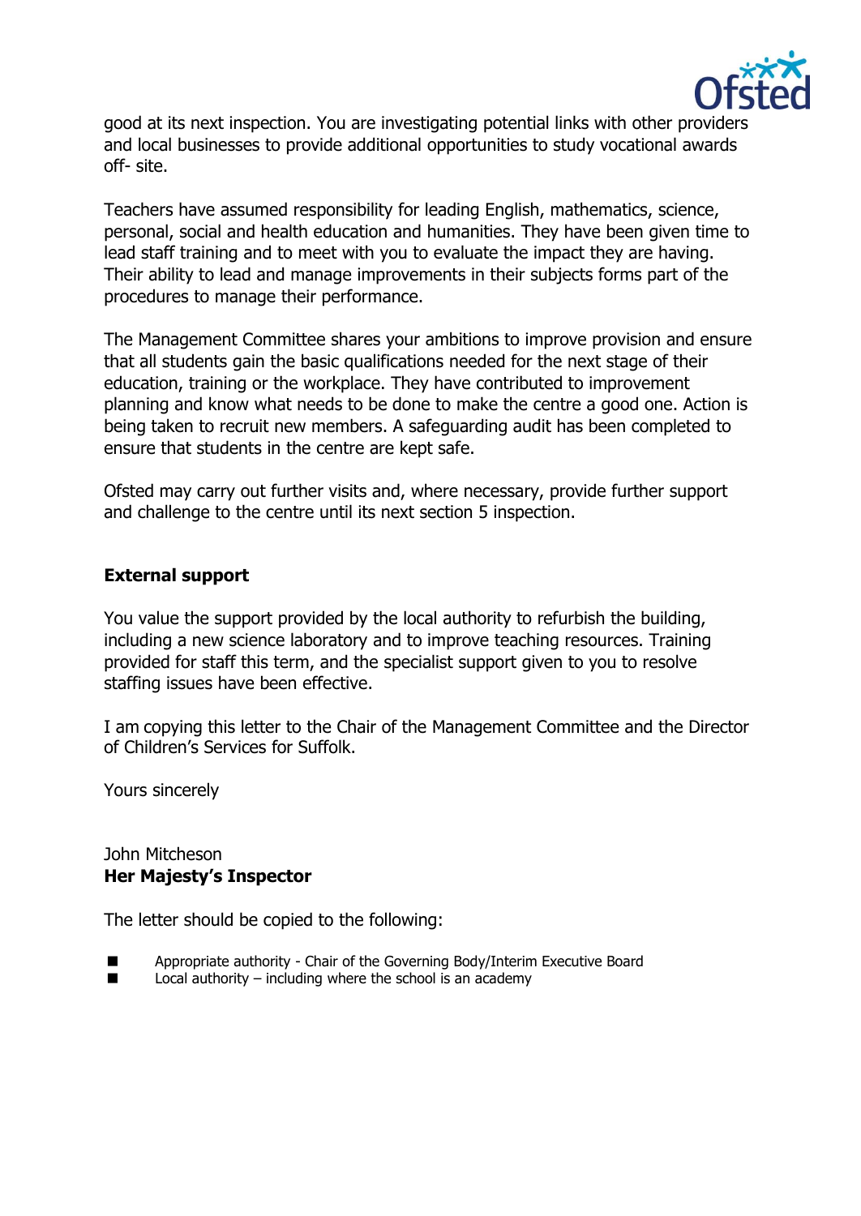good at its next inspection. You are investigating potential links with other providers and local businesses to provide additional opportunities to study vocational awards off- site.

Teachers have assumed responsibility for leading English, mathematics, science, personal, social and health education and humanities. They have been given time to lead staff training and to meet with you to evaluate the impact they are having. Their ability to lead and manage improvements in their subjects forms part of the procedures to manage their performance.

The Management Committee shares your ambitions to improve provision and ensure that all students gain the basic qualifications needed for the next stage of their education, training or the workplace. They have contributed to improvement planning and know what needs to be done to make the centre a good one. Action is being taken to recruit new members. A safeguarding audit has been completed to ensure that students in the centre are kept safe.

Ofsted may carry out further visits and, where necessary, provide further support and challenge to the centre until its next section 5 inspection.

## External support

You value the support provided by the local authority to refurbish the building, including a new science laboratory and to improve teaching resources. Training provided for staff this term, and the specialist support given to you to resolve staffing issues have been effective.

I am copying this letter to the Chair of the Management Committee and the Director of Children's Services for Suffolk.

Yours sincerely

John Mitcheson
**Her Majesty's Inspector**

The letter should be copied to the following:

- Appropriate authority - Chair of the Governing Body/Interim Executive Board
- Local authority – including where the school is an academy